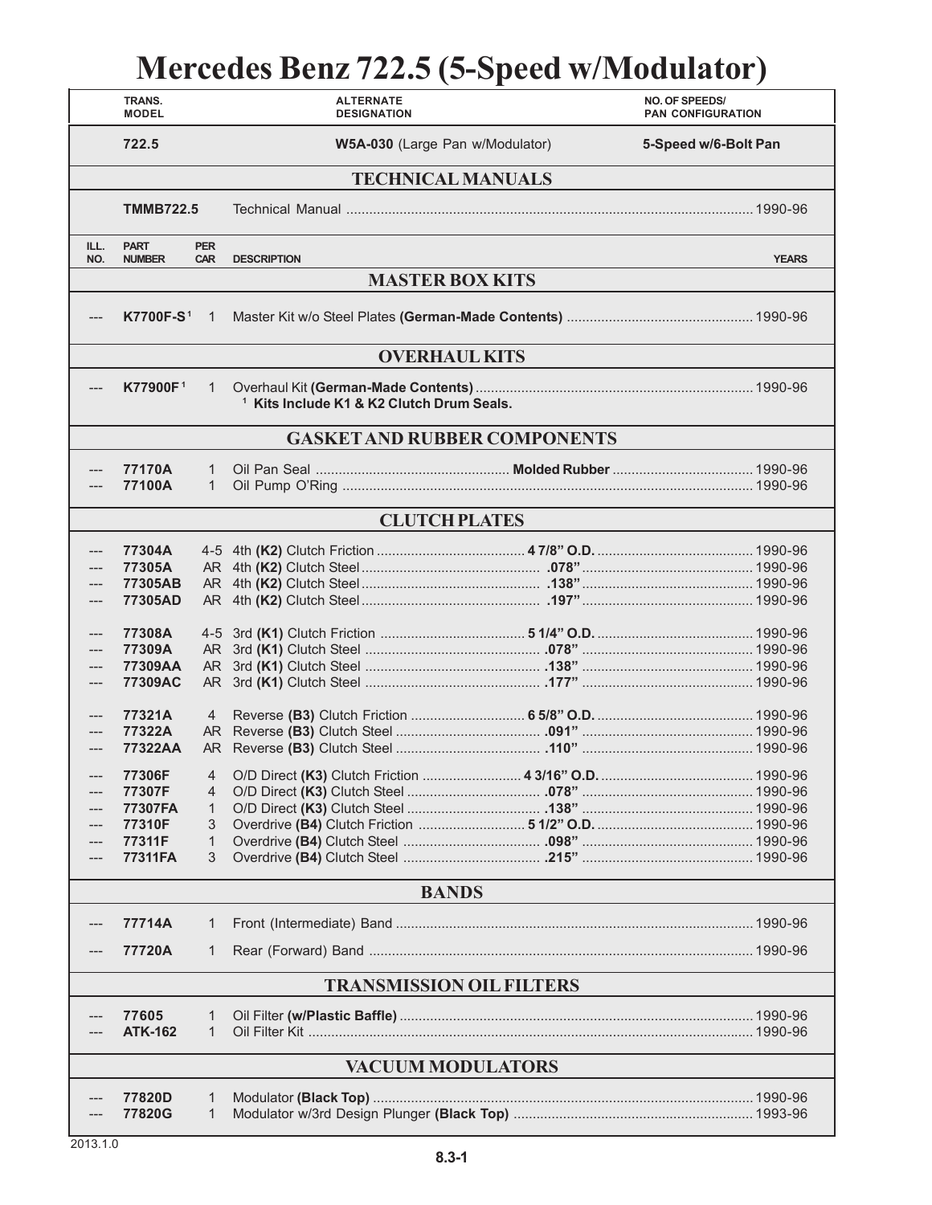# Mercedes Benz 722.5 (5-Speed w/Modulator)

| TRANS. MODEL | ALTERNATE DESIGNATION | NO. OF SPEEDS/ PAN CONFIGURATION |
|---|---|---|
| 722.5 | **W5A-030** (Large Pan w/Modulator) | **5-Speed w/6-Bolt Pan** |

## TECHNICAL MANUALS

| | | |
|---|---|---|
| **TMMB722.5** | Technical Manual | 1990-96 |

| ILL. NO. | PART NUMBER | PER CAR | DESCRIPTION | | YEARS |
|---|---|---|---|---|---|
| | | | **MASTER BOX KITS** | | |
| --- | **K7700F-S**[1] | 1 | Master Kit w/o Steel Plates **(German-Made Contents)** | | 1990-96 |
| | | | **OVERHAUL KITS** | | |
| --- | **K77900F**[1] | 1 | Overhaul Kit **(German-Made Contents)** | | 1990-96 |
| | | | [1] **Kits Include K1 & K2 Clutch Drum Seals.** | | |
| | | | **GASKET AND RUBBER COMPONENTS** | | |
| --- | **77170A** | 1 | Oil Pan Seal | **Molded Rubber** | 1990-96 |
| --- | **77100A** | 1 | Oil Pump O'Ring | | 1990-96 |
| | | | **CLUTCH PLATES** | | |
| --- | **77304A** | 4-5 | 4th **(K2)** Clutch Friction | **4 7/8" O.D.** | 1990-96 |
| --- | **77305A** | AR | 4th **(K2)** Clutch Steel | **.078"** | 1990-96 |
| --- | **77305AB** | AR | 4th **(K2)** Clutch Steel | **.138"** | 1990-96 |
| --- | **77305AD** | AR | 4th **(K2)** Clutch Steel | **.197"** | 1990-96 |
| --- | **77308A** | 4-5 | 3rd **(K1)** Clutch Friction | **5 1/4" O.D.** | 1990-96 |
| --- | **77309A** | AR | 3rd **(K1)** Clutch Steel | **.078"** | 1990-96 |
| --- | **77309AA** | AR | 3rd **(K1)** Clutch Steel | **.138"** | 1990-96 |
| --- | **77309AC** | AR | 3rd **(K1)** Clutch Steel | **.177"** | 1990-96 |
| --- | **77321A** | 4 | Reverse **(B3)** Clutch Friction | **6 5/8" O.D.** | 1990-96 |
| --- | **77322A** | AR | Reverse **(B3)** Clutch Steel | **.091"** | 1990-96 |
| --- | **77322AA** | AR | Reverse **(B3)** Clutch Steel | **.110"** | 1990-96 |
| --- | **77306F** | 4 | O/D Direct **(K3)** Clutch Friction | **4 3/16" O.D.** | 1990-96 |
| --- | **77307F** | 4 | O/D Direct **(K3)** Clutch Steel | **.078"** | 1990-96 |
| --- | **77307FA** | 1 | O/D Direct **(K3)** Clutch Steel | **.138"** | 1990-96 |
| --- | **77310F** | 3 | Overdrive **(B4)** Clutch Friction | **5 1/2" O.D.** | 1990-96 |
| --- | **77311F** | 1 | Overdrive **(B4)** Clutch Steel | **.098"** | 1990-96 |
| --- | **77311FA** | 3 | Overdrive **(B4)** Clutch Steel | **.215"** | 1990-96 |
| | | | **BANDS** | | |
| --- | **77714A** | 1 | Front (Intermediate) Band | | 1990-96 |
| --- | **77720A** | 1 | Rear (Forward) Band | | 1990-96 |
| | | | **TRANSMISSION OIL FILTERS** | | |
| --- | **77605** | 1 | Oil Filter **(w/Plastic Baffle)** | | 1990-96 |
| --- | **ATK-162** | 1 | Oil Filter Kit | | 1990-96 |
| | | | **VACUUM MODULATORS** | | |
| --- | **77820D** | 1 | Modulator **(Black Top)** | | 1990-96 |
| --- | **77820G** | 1 | Modulator w/3rd Design Plunger **(Black Top)** | | 1993-96 |

2013.1.0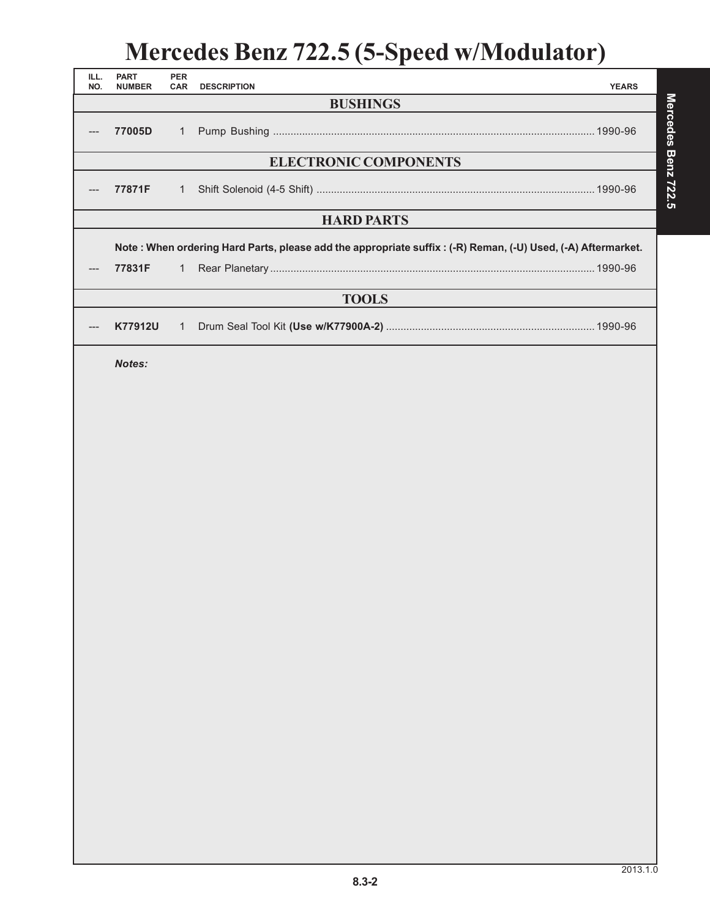# Mercedes Benz 722.5 (5-Speed w/Modulator)

| ILL. NO. | PART NUMBER | PER CAR | DESCRIPTION | YEARS |
|---|---|---|---|---|
| | | | **BUSHINGS** | |
| --- | **77005D** | 1 | Pump Bushing | 1990-96 |
| | | | **ELECTRONIC COMPONENTS** | |
| --- | **77871F** | 1 | Shift Solenoid (4-5 Shift) | 1990-96 |
| | | | **HARD PARTS** | |
| | **Note : When ordering Hard Parts, please add the appropriate suffix : (-R) Reman, (-U) Used, (-A) Aftermarket.** | | | |
| --- | **77831F** | 1 | Rear Planetary | 1990-96 |
| | | | **TOOLS** | |
| --- | **K77912U** | 1 | Drum Seal Tool Kit **(Use w/K77900A-2)** | 1990-96 |

***Notes:***

2013.1.0